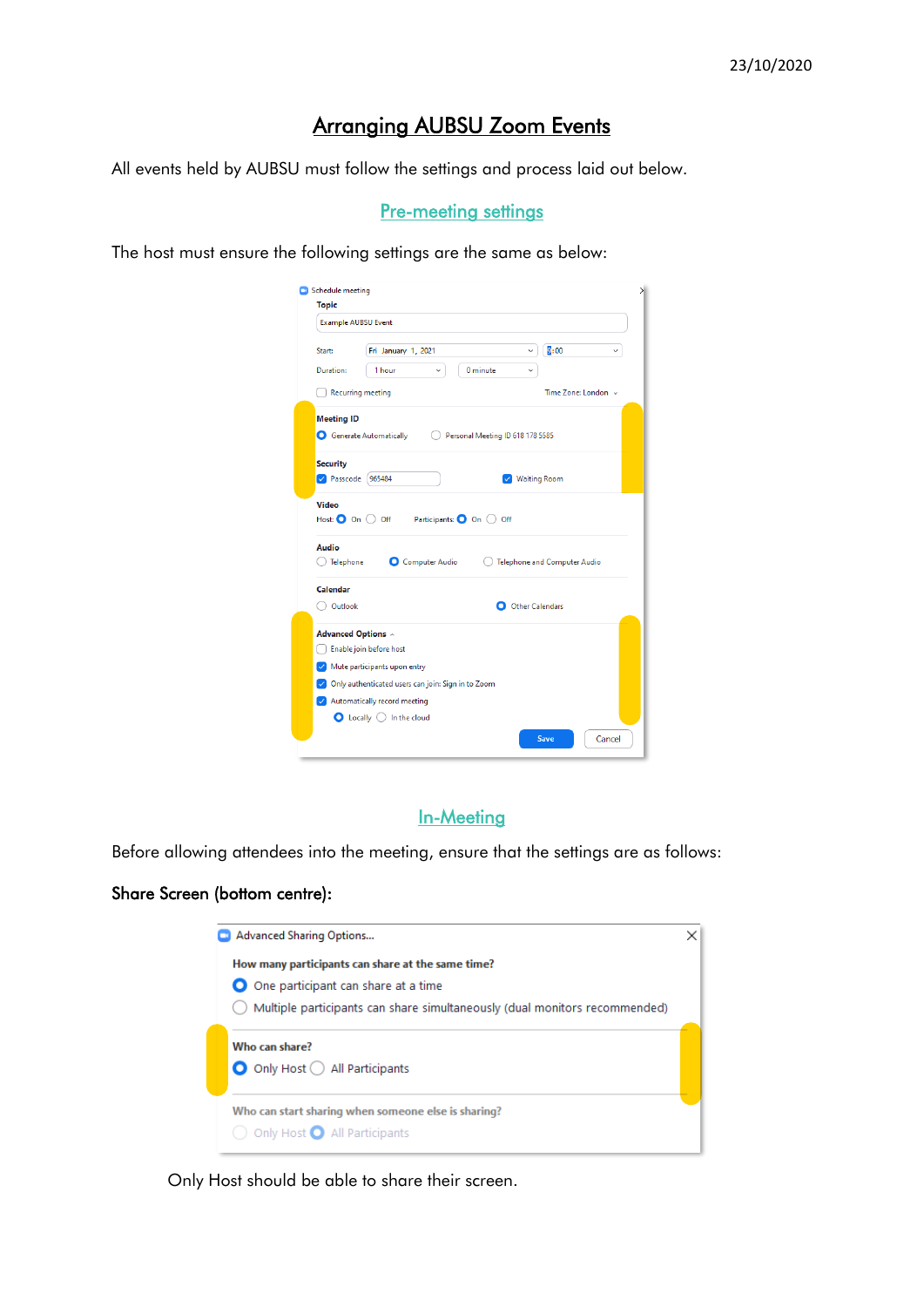23/10/2020

# Arranging AUBSU Zoom Events

All events held by AUBSU must follow the settings and process laid out below.

## Pre-meeting settings

The host must ensure the following settings are the same as below:

## In-Meeting

Before allowing attendees into the meeting, ensure that the settings are as follows:

**Share Screen (bottom centre):**

Only Host should be able to share their screen.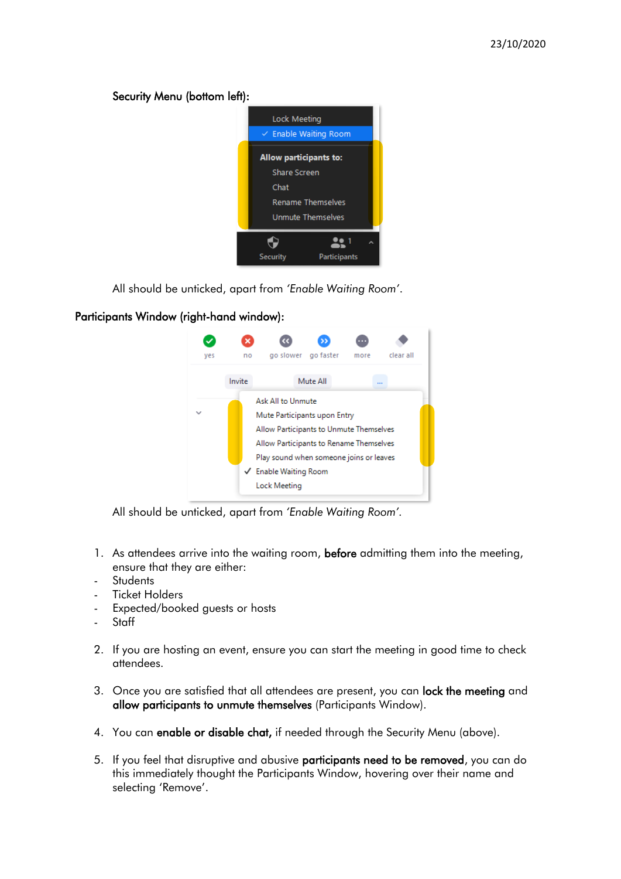Security Menu (bottom left):

All should be unticked, apart from *'Enable Waiting Room'*.

Participants Window (right-hand window):

All should be unticked, apart from *'Enable Waiting Room'*.

1. As attendees arrive into the waiting room, **before** admitting them into the meeting, ensure that they are either:

- Students
- Ticket Holders
- Expected/booked guests or hosts
- Staff

2. If you are hosting an event, ensure you can start the meeting in good time to check attendees.

3. Once you are satisfied that all attendees are present, you can **lock the meeting** and **allow participants to unmute themselves** (Participants Window).

4. You can **enable or disable chat,** if needed through the Security Menu (above).

5. If you feel that disruptive and abusive **participants need to be removed**, you can do this immediately thought the Participants Window, hovering over their name and selecting 'Remove'.